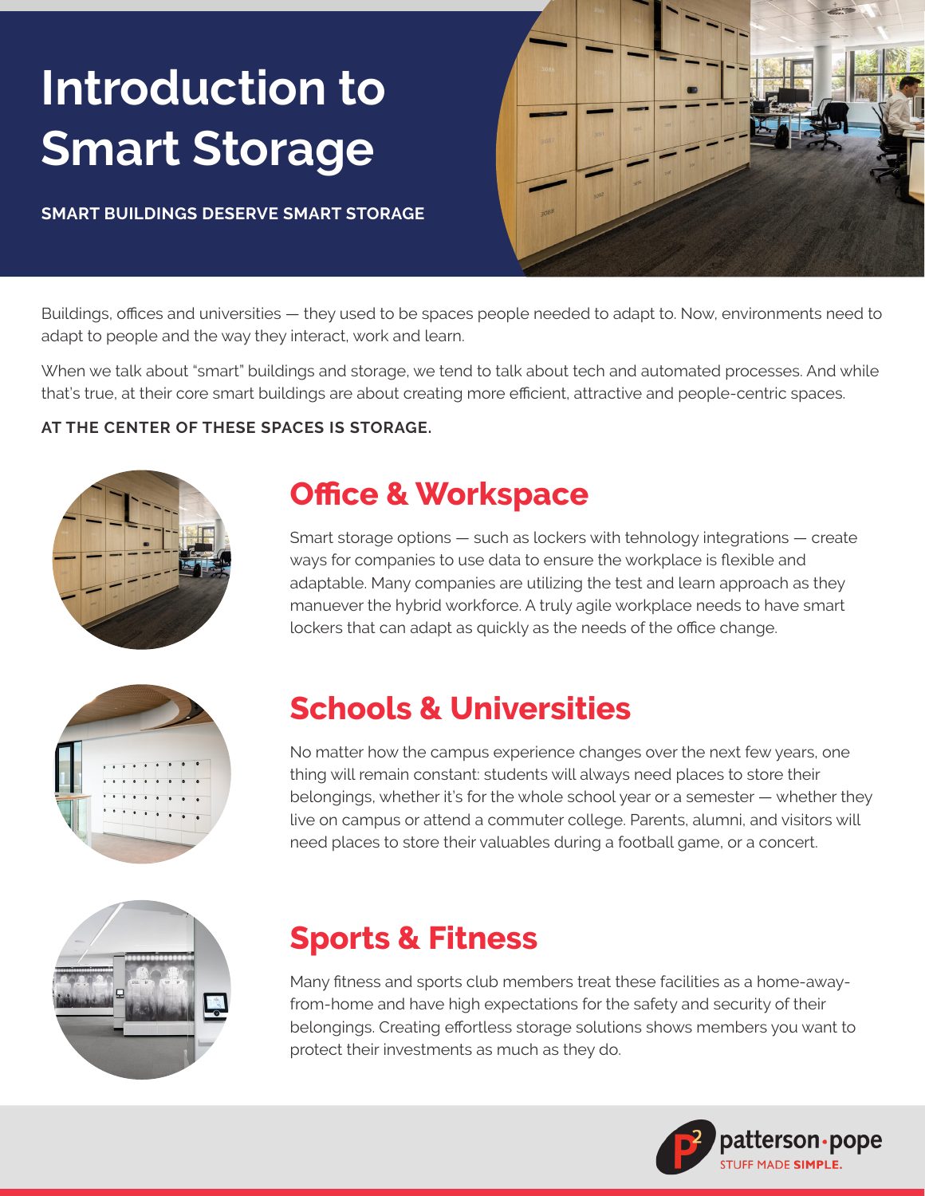# Introduction to Smart Storage

**SMART BUILDINGS DESERVE SMART STORAGE**

Buildings, offices and universities — they used to be spaces people needed to adapt to. Now, environments need to adapt to people and the way they interact, work and learn.

When we talk about "smart" buildings and storage, we tend to talk about tech and automated processes. And while that's true, at their core smart buildings are about creating more efficient, attractive and people-centric spaces.

**AT THE CENTER OF THESE SPACES IS STORAGE.**

## Office & Workspace

Smart storage options — such as lockers with tehnology integrations — create ways for companies to use data to ensure the workplace is flexible and adaptable. Many companies are utilizing the test and learn approach as they manuever the hybrid workforce. A truly agile workplace needs to have smart lockers that can adapt as quickly as the needs of the office change.

## Schools & Universities

No matter how the campus experience changes over the next few years, one thing will remain constant: students will always need places to store their belongings, whether it's for the whole school year or a semester — whether they live on campus or attend a commuter college. Parents, alumni, and visitors will need places to store their valuables during a football game, or a concert.

## Sports & Fitness

Many fitness and sports club members treat these facilities as a home-away-from-home and have high expectations for the safety and security of their belongings. Creating effortless storage solutions shows members you want to protect their investments as much as they do.

patterson·pope
STUFF MADE **SIMPLE.**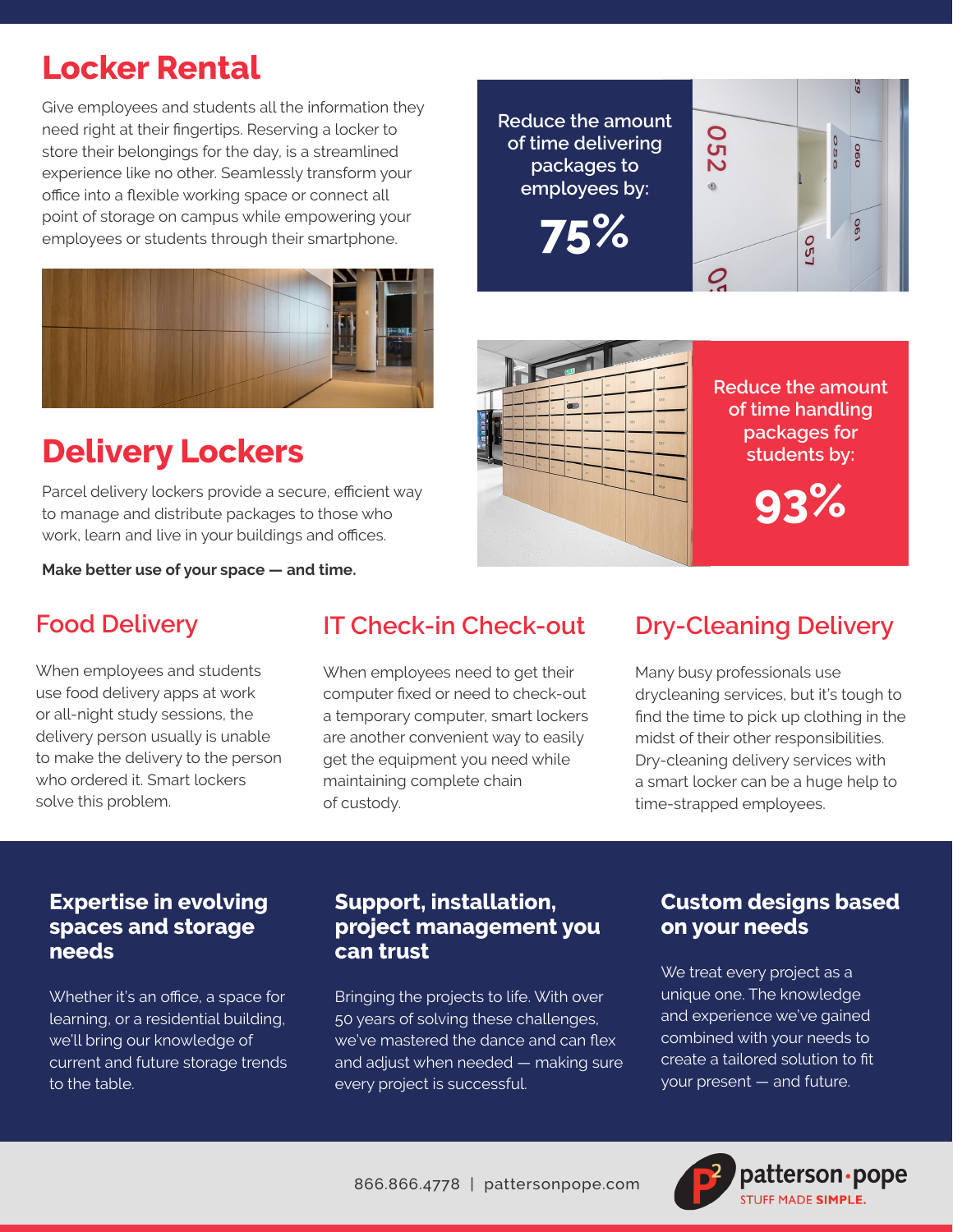# Locker Rental

Give employees and students all the information they need right at their fingertips. Reserving a locker to store their belongings for the day, is a streamlined experience like no other. Seamlessly transform your office into a flexible working space or connect all point of storage on campus while empowering your employees or students through their smartphone.

Reduce the amount of time delivering packages to employees by:

**75%**

# Delivery Lockers

Parcel delivery lockers provide a secure, efficient way to manage and distribute packages to those who work, learn and live in your buildings and offices.

**Make better use of your space — and time.**

Reduce the amount of time handling packages for students by:

**93%**

## Food Delivery

When employees and students use food delivery apps at work or all-night study sessions, the delivery person usually is unable to make the delivery to the person who ordered it. Smart lockers solve this problem.

## IT Check-in Check-out

When employees need to get their computer fixed or need to check-out a temporary computer, smart lockers are another convenient way to easily get the equipment you need while maintaining complete chain of custody.

## Dry-Cleaning Delivery

Many busy professionals use drycleaning services, but it's tough to find the time to pick up clothing in the midst of their other responsibilities. Dry-cleaning delivery services with a smart locker can be a huge help to time-strapped employees.

### Expertise in evolving spaces and storage needs

Whether it's an office, a space for learning, or a residential building, we'll bring our knowledge of current and future storage trends to the table.

### Support, installation, project management you can trust

Bringing the projects to life. With over 50 years of solving these challenges, we've mastered the dance and can flex and adjust when needed — making sure every project is successful.

### Custom designs based on your needs

We treat every project as a unique one. The knowledge and experience we've gained combined with your needs to create a tailored solution to fit your present — and future.

866.866.4778 | pattersonpope.com

patterson·pope
STUFF MADE SIMPLE.